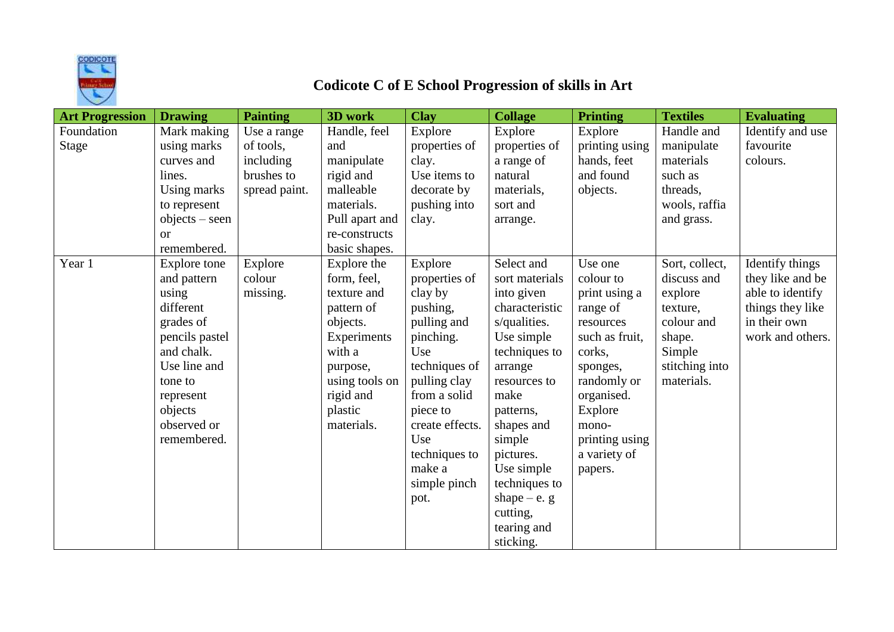# Codicote C of E School Progression of skills in Art

| Art Progression | Drawing | Painting | 3D work | Clay | Collage | Printing | Textiles | Evaluating |
|---|---|---|---|---|---|---|---|---|
| Foundation Stage | Mark making using marks curves and lines. Using marks to represent objects – seen or remembered. | Use a range of tools, including brushes to spread paint. | Handle, feel and manipulate rigid and malleable materials. Pull apart and re-constructs basic shapes. | Explore properties of clay. Use items to decorate by pushing into clay. | Explore properties of a range of natural materials, sort and arrange. | Explore printing using hands, feet and found objects. | Handle and manipulate materials such as threads, wools, raffia and grass. | Identify and use favourite colours. |
| Year 1 | Explore tone and pattern using different grades of pencils pastel and chalk. Use line and tone to represent objects observed or remembered. | Explore colour missing. | Explore the form, feel, texture and pattern of objects. Experiments with a purpose, using tools on rigid and plastic materials. | Explore properties of clay by pushing, pulling and pinching. Use techniques of pulling clay from a solid piece to create effects. Use techniques to make a simple pinch pot. | Select and sort materials into given characteristic s/qualities. Use simple techniques to arrange resources to make patterns, shapes and simple pictures. Use simple techniques to shape – e. g cutting, tearing and sticking. | Use one colour to print using a range of resources such as fruit, corks, sponges, randomly or organised. Explore mono-printing using a variety of papers. | Sort, collect, discuss and explore texture, colour and shape. Simple stitching into materials. | Identify things they like and be able to identify things they like in their own work and others. |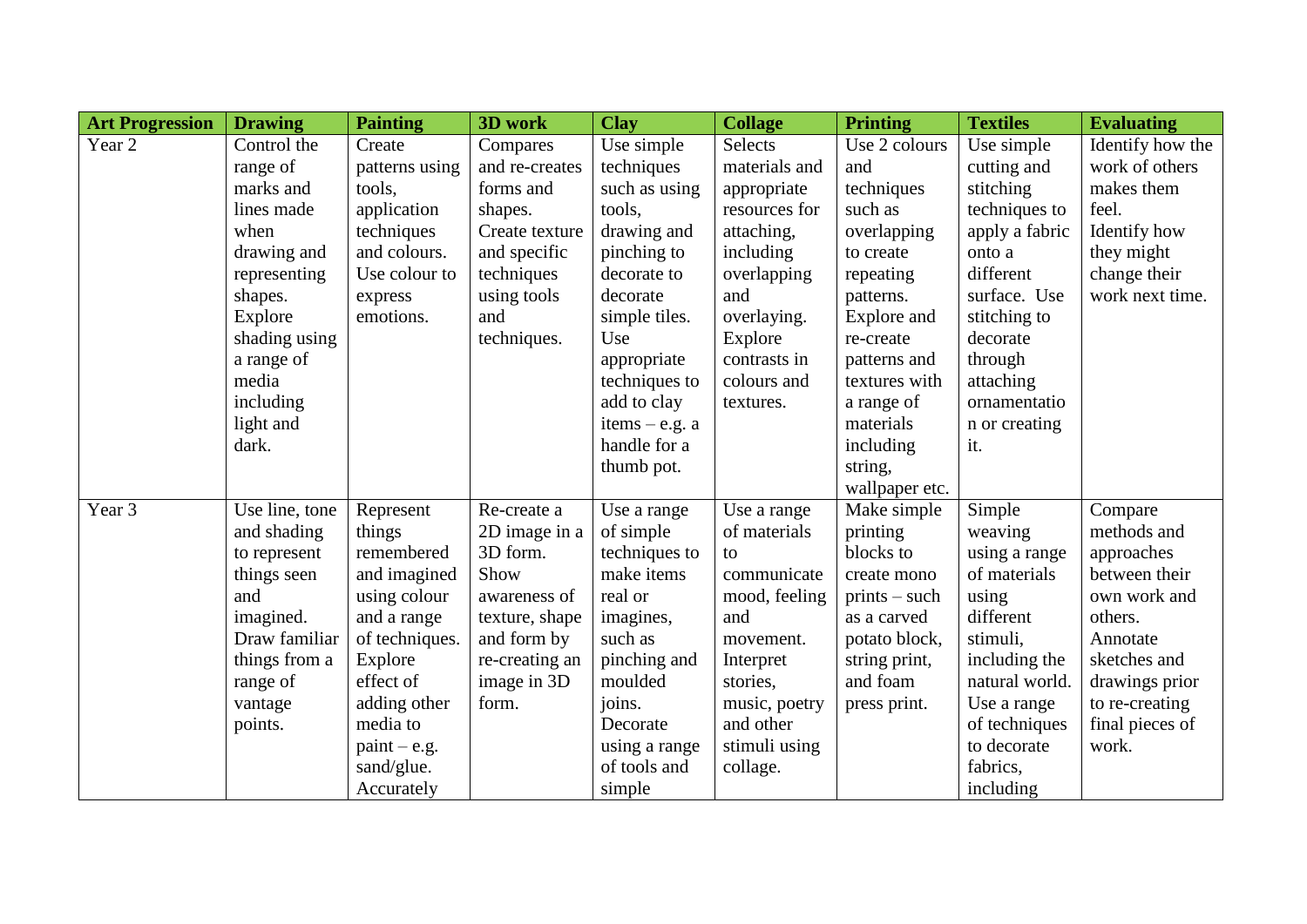| Art Progression | Drawing | Painting | 3D work | Clay | Collage | Printing | Textiles | Evaluating |
|---|---|---|---|---|---|---|---|---|
| Year 2 | Control the range of marks and lines made when drawing and representing shapes. Explore shading using a range of media including light and dark. | Create patterns using tools, application techniques and colours. Use colour to express emotions. | Compares and re-creates forms and shapes. Create texture and specific techniques using tools and techniques. | Use simple techniques such as using tools, drawing and pinching to decorate to decorate simple tiles. Use appropriate techniques to add to clay items – e.g. a handle for a thumb pot. | Selects materials and appropriate resources for attaching, including overlapping and overlaying. Explore contrasts in colours and textures. | Use 2 colours and techniques such as overlapping to create repeating patterns. Explore and re-create patterns and textures with a range of materials including string, wallpaper etc. | Use simple cutting and stitching techniques to apply a fabric onto a different surface. Use stitching to decorate through attaching ornamentation or creating it. | Identify how the work of others makes them feel. Identify how they might change their work next time. |
| Year 3 | Use line, tone and shading to represent things seen and imagined. Draw familiar things from a range of vantage points. | Represent things remembered and imagined using colour and a range of techniques. Explore effect of adding other media to paint – e.g. sand/glue. Accurately | Re-create a 2D image in a 3D form. Show awareness of texture, shape and form by re-creating an image in 3D form. | Use a range of simple techniques to make items real or imagines, such as pinching and moulded joins. Decorate using a range of tools and simple | Use a range of materials to communicate mood, feeling and movement. Interpret stories, music, poetry and other stimuli using collage. | Make simple printing blocks to create mono prints – such as a carved potato block, string print, and foam press print. | Simple weaving using a range of materials using different stimuli, including the natural world. Use a range of techniques to decorate fabrics, including | Compare methods and approaches between their own work and others. Annotate sketches and drawings prior to re-creating final pieces of work. |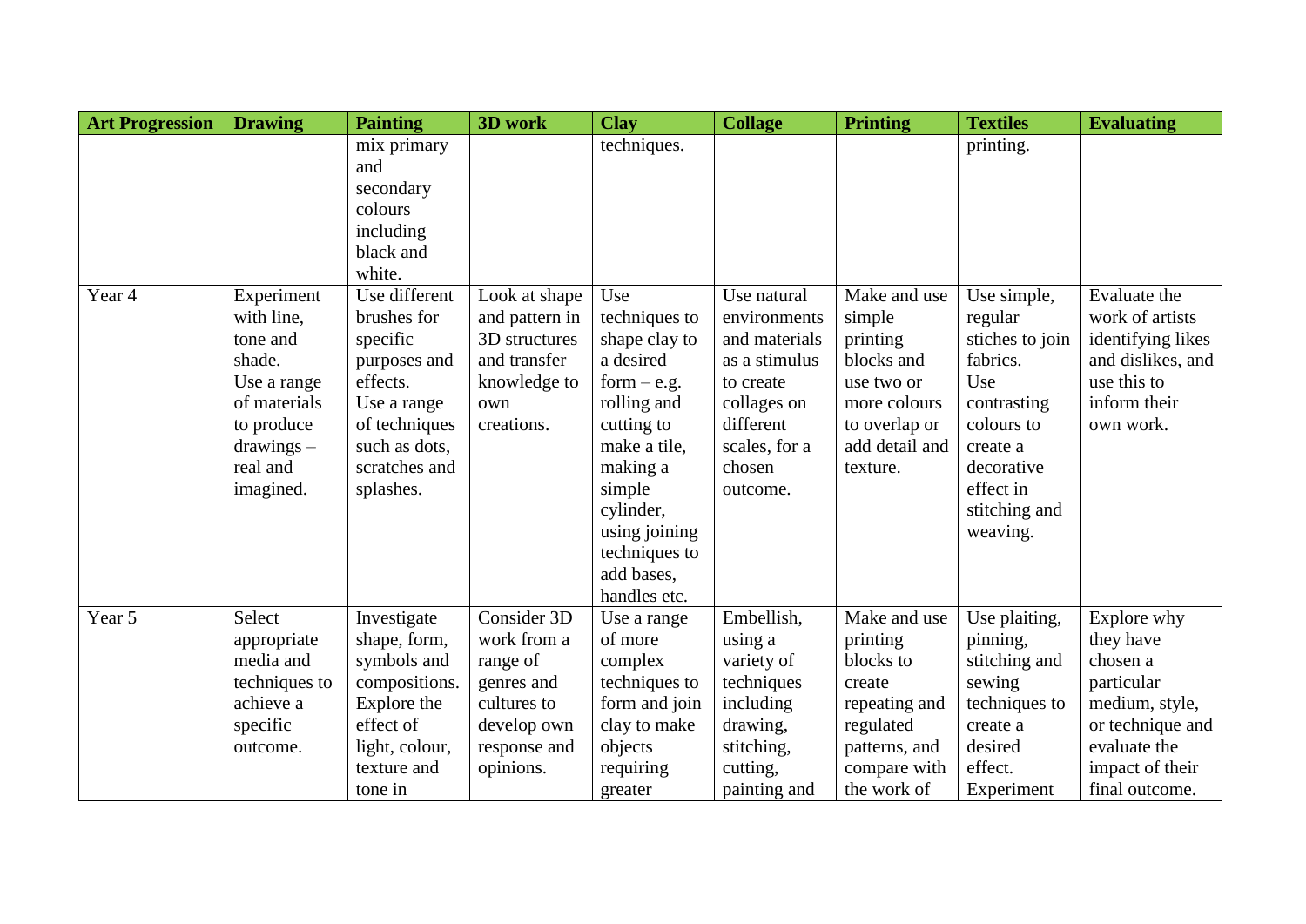| Art Progression | Drawing | Painting | 3D work | Clay | Collage | Printing | Textiles | Evaluating |
| --- | --- | --- | --- | --- | --- | --- | --- | --- |
| | | mix primary and secondary colours including black and white. | | techniques. | | | printing. | |
| Year 4 | Experiment with line, tone and shade. Use a range of materials to produce drawings – real and imagined. | Use different brushes for specific purposes and effects. Use a range of techniques such as dots, scratches and splashes. | Look at shape and pattern in 3D structures and transfer knowledge to own creations. | Use techniques to shape clay to a desired form – e.g. rolling and cutting to make a tile, making a simple cylinder, using joining techniques to add bases, handles etc. | Use natural environments and materials as a stimulus to create collages on different scales, for a chosen outcome. | Make and use simple printing blocks and use two or more colours to overlap or add detail and texture. | Use simple, regular stiches to join fabrics. Use contrasting colours to create a decorative effect in stitching and weaving. | Evaluate the work of artists identifying likes and dislikes, and use this to inform their own work. |
| Year 5 | Select appropriate media and techniques to achieve a specific outcome. | Investigate shape, form, symbols and compositions. Explore the effect of light, colour, texture and tone in | Consider 3D work from a range of genres and cultures to develop own response and opinions. | Use a range of more complex techniques to form and join clay to make objects requiring greater | Embellish, using a variety of techniques including drawing, stitching, cutting, painting and | Make and use printing blocks to create repeating and regulated patterns, and compare with the work of | Use plaiting, pinning, stitching and sewing techniques to create a desired effect. Experiment | Explore why they have chosen a particular medium, style, or technique and evaluate the impact of their final outcome. |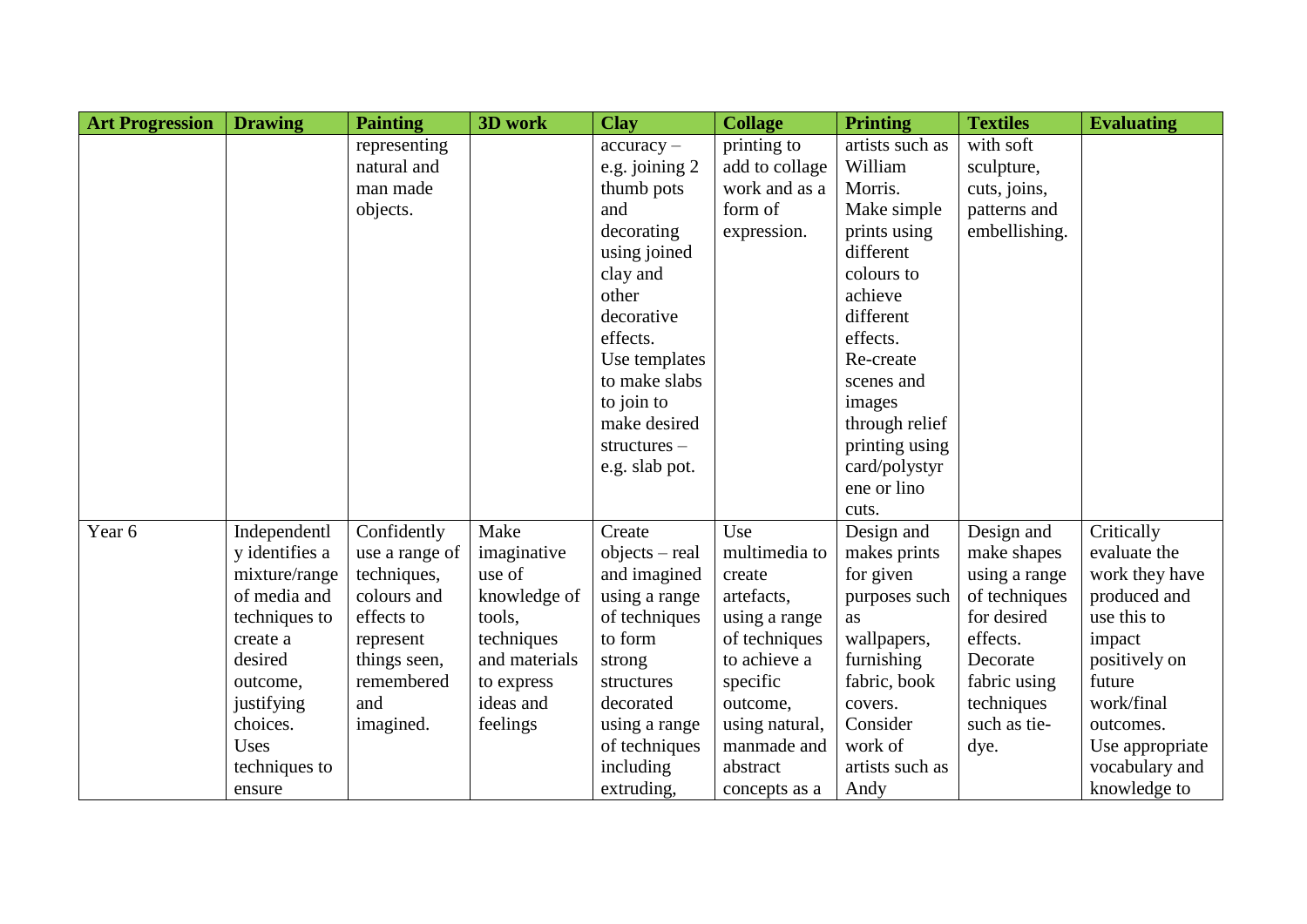| Art Progression | Drawing | Painting | 3D work | Clay | Collage | Printing | Textiles | Evaluating |
|---|---|---|---|---|---|---|---|---|
| | | representing natural and man made objects. | | accuracy – e.g. joining 2 thumb pots and decorating using joined clay and other decorative effects. Use templates to make slabs to join to make desired structures – e.g. slab pot. | printing to add to collage work and as a form of expression. | artists such as William Morris. Make simple prints using different colours to achieve different effects. Re-create scenes and images through relief printing using card/polystyrene or lino cuts. | with soft sculpture, cuts, joins, patterns and embellishing. | |
| Year 6 | Independently identifies a mixture/range of media and techniques to create a desired outcome, justifying choices. Uses techniques to ensure | Confidently use a range of techniques, colours and effects to represent things seen, remembered and imagined. | Make imaginative use of knowledge of tools, techniques and materials to express ideas and feelings | Create objects – real and imagined using a range of techniques to form strong structures decorated using a range of techniques including extruding, | Use multimedia to create artefacts, using a range of techniques to achieve a specific outcome, using natural, manmade and abstract concepts as a | Design and makes prints for given purposes such as wallpapers, furnishing fabric, book covers. Consider work of artists such as Andy | Design and make shapes using a range of techniques for desired effects. Decorate fabric using techniques such as tie-dye. | Critically evaluate the work they have produced and use this to impact positively on future work/final outcomes. Use appropriate vocabulary and knowledge to |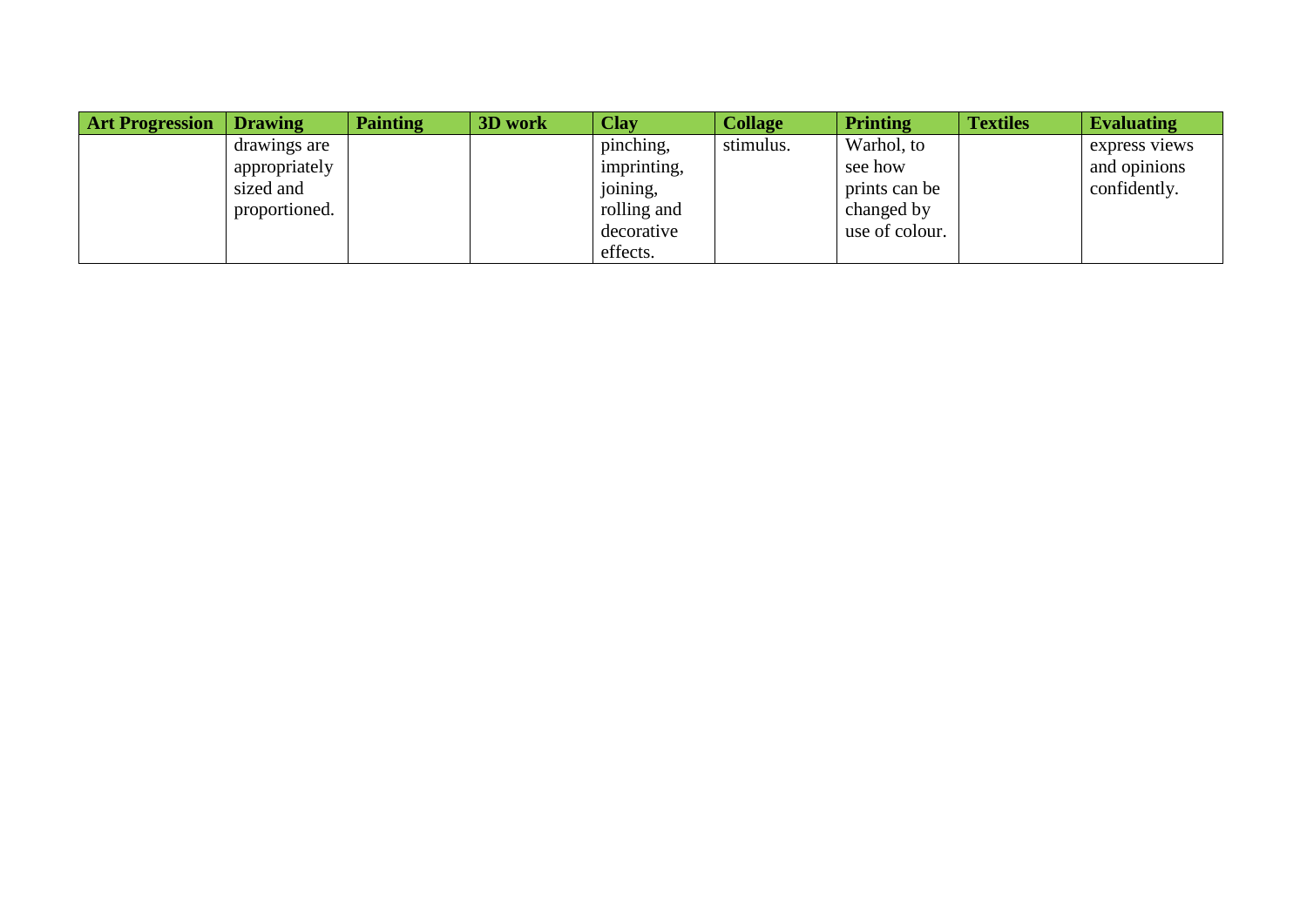| Art Progression | Drawing | Painting | 3D work | Clay | Collage | Printing | Textiles | Evaluating |
|---|---|---|---|---|---|---|---|---|
| | drawings are appropriately sized and proportioned. | | | pinching, imprinting, joining, rolling and decorative effects. | stimulus. | Warhol, to see how prints can be changed by use of colour. | | express views and opinions confidently. |